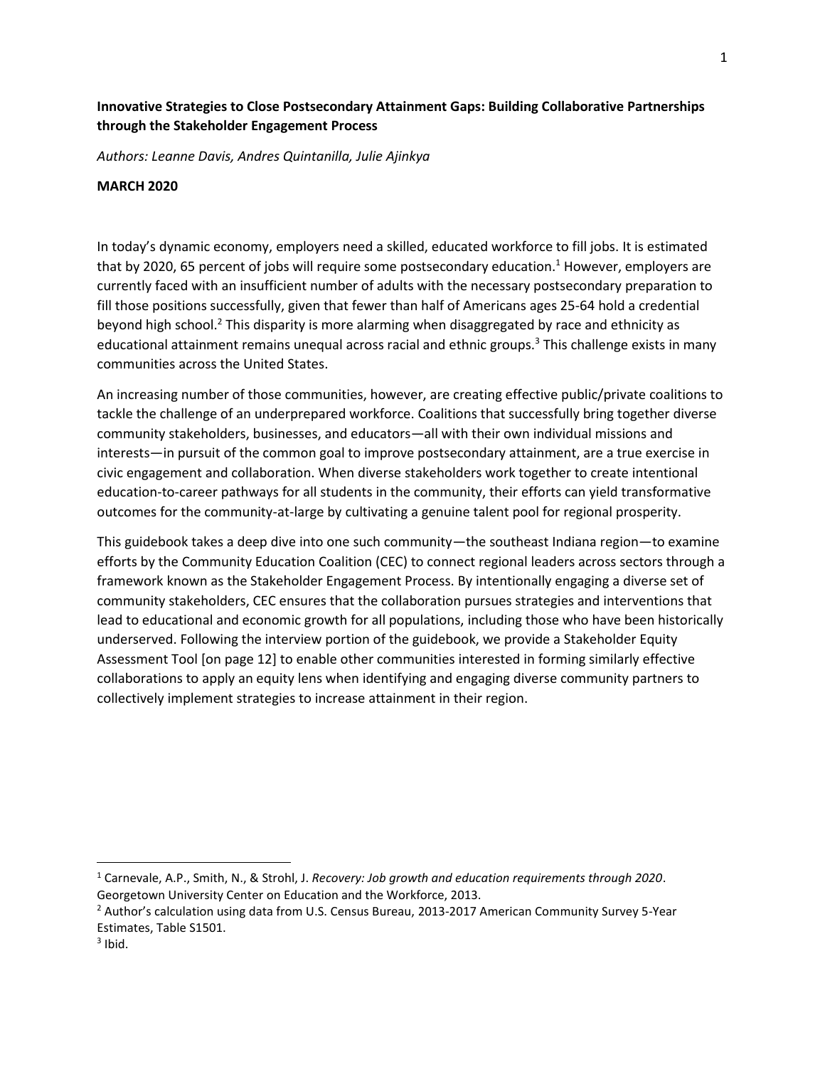**Innovative Strategies to Close Postsecondary Attainment Gaps: Building Collaborative Partnerships through the Stakeholder Engagement Process**

*Authors: Leanne Davis, Andres Quintanilla, Julie Ajinkya*

**MARCH 2020**

In today's dynamic economy, employers need a skilled, educated workforce to fill jobs. It is estimated that by 2020, 65 percent of jobs will require some postsecondary education.[1] However, employers are currently faced with an insufficient number of adults with the necessary postsecondary preparation to fill those positions successfully, given that fewer than half of Americans ages 25-64 hold a credential beyond high school.[2] This disparity is more alarming when disaggregated by race and ethnicity as educational attainment remains unequal across racial and ethnic groups.[3] This challenge exists in many communities across the United States.

An increasing number of those communities, however, are creating effective public/private coalitions to tackle the challenge of an underprepared workforce. Coalitions that successfully bring together diverse community stakeholders, businesses, and educators—all with their own individual missions and interests—in pursuit of the common goal to improve postsecondary attainment, are a true exercise in civic engagement and collaboration. When diverse stakeholders work together to create intentional education-to-career pathways for all students in the community, their efforts can yield transformative outcomes for the community-at-large by cultivating a genuine talent pool for regional prosperity.

This guidebook takes a deep dive into one such community—the southeast Indiana region—to examine efforts by the Community Education Coalition (CEC) to connect regional leaders across sectors through a framework known as the Stakeholder Engagement Process. By intentionally engaging a diverse set of community stakeholders, CEC ensures that the collaboration pursues strategies and interventions that lead to educational and economic growth for all populations, including those who have been historically underserved. Following the interview portion of the guidebook, we provide a Stakeholder Equity Assessment Tool [on page 12] to enable other communities interested in forming similarly effective collaborations to apply an equity lens when identifying and engaging diverse community partners to collectively implement strategies to increase attainment in their region.

---

[1] Carnevale, A.P., Smith, N., & Strohl, J. *Recovery: Job growth and education requirements through 2020*. Georgetown University Center on Education and the Workforce, 2013.

[2] Author's calculation using data from U.S. Census Bureau, 2013-2017 American Community Survey 5-Year Estimates, Table S1501.

[3] Ibid.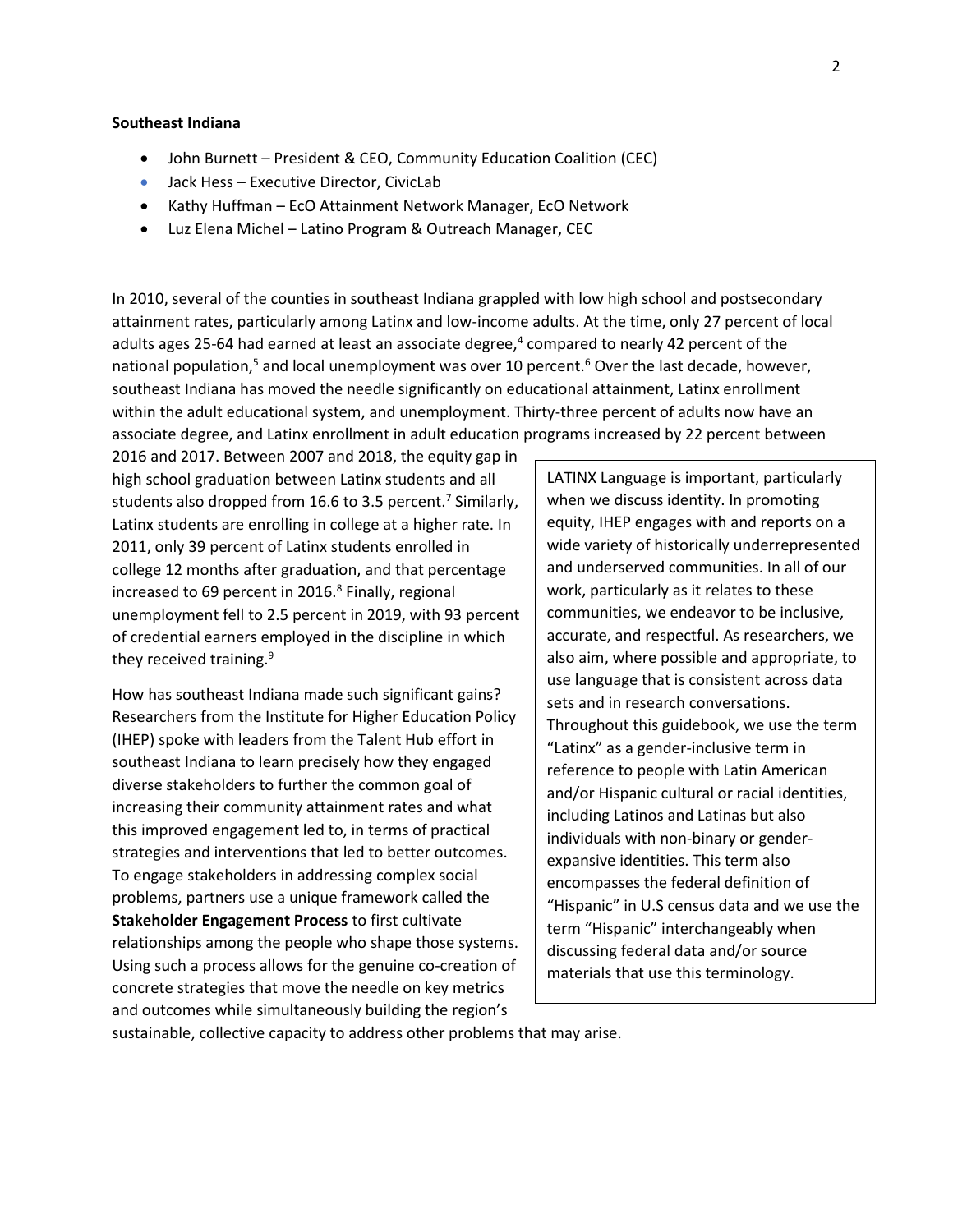**Southeast Indiana**

- John Burnett – President & CEO, Community Education Coalition (CEC)
- Jack Hess – Executive Director, CivicLab
- Kathy Huffman – EcO Attainment Network Manager, EcO Network
- Luz Elena Michel – Latino Program & Outreach Manager, CEC

In 2010, several of the counties in southeast Indiana grappled with low high school and postsecondary attainment rates, particularly among Latinx and low-income adults. At the time, only 27 percent of local adults ages 25-64 had earned at least an associate degree,[4] compared to nearly 42 percent of the national population,[5] and local unemployment was over 10 percent.[6] Over the last decade, however, southeast Indiana has moved the needle significantly on educational attainment, Latinx enrollment within the adult educational system, and unemployment. Thirty-three percent of adults now have an associate degree, and Latinx enrollment in adult education programs increased by 22 percent between 2016 and 2017. Between 2007 and 2018, the equity gap in high school graduation between Latinx students and all students also dropped from 16.6 to 3.5 percent.[7] Similarly, Latinx students are enrolling in college at a higher rate. In 2011, only 39 percent of Latinx students enrolled in college 12 months after graduation, and that percentage increased to 69 percent in 2016.[8] Finally, regional unemployment fell to 2.5 percent in 2019, with 93 percent of credential earners employed in the discipline in which they received training.[9]

How has southeast Indiana made such significant gains? Researchers from the Institute for Higher Education Policy (IHEP) spoke with leaders from the Talent Hub effort in southeast Indiana to learn precisely how they engaged diverse stakeholders to further the common goal of increasing their community attainment rates and what this improved engagement led to, in terms of practical strategies and interventions that led to better outcomes. To engage stakeholders in addressing complex social problems, partners use a unique framework called the **Stakeholder Engagement Process** to first cultivate relationships among the people who shape those systems. Using such a process allows for the genuine co-creation of concrete strategies that move the needle on key metrics and outcomes while simultaneously building the region's sustainable, collective capacity to address other problems that may arise.

> LATINX Language is important, particularly when we discuss identity. In promoting equity, IHEP engages with and reports on a wide variety of historically underrepresented and underserved communities. In all of our work, particularly as it relates to these communities, we endeavor to be inclusive, accurate, and respectful. As researchers, we also aim, where possible and appropriate, to use language that is consistent across data sets and in research conversations. Throughout this guidebook, we use the term "Latinx" as a gender-inclusive term in reference to people with Latin American and/or Hispanic cultural or racial identities, including Latinos and Latinas but also individuals with non-binary or gender-expansive identities. This term also encompasses the federal definition of "Hispanic" in U.S census data and we use the term "Hispanic" interchangeably when discussing federal data and/or source materials that use this terminology.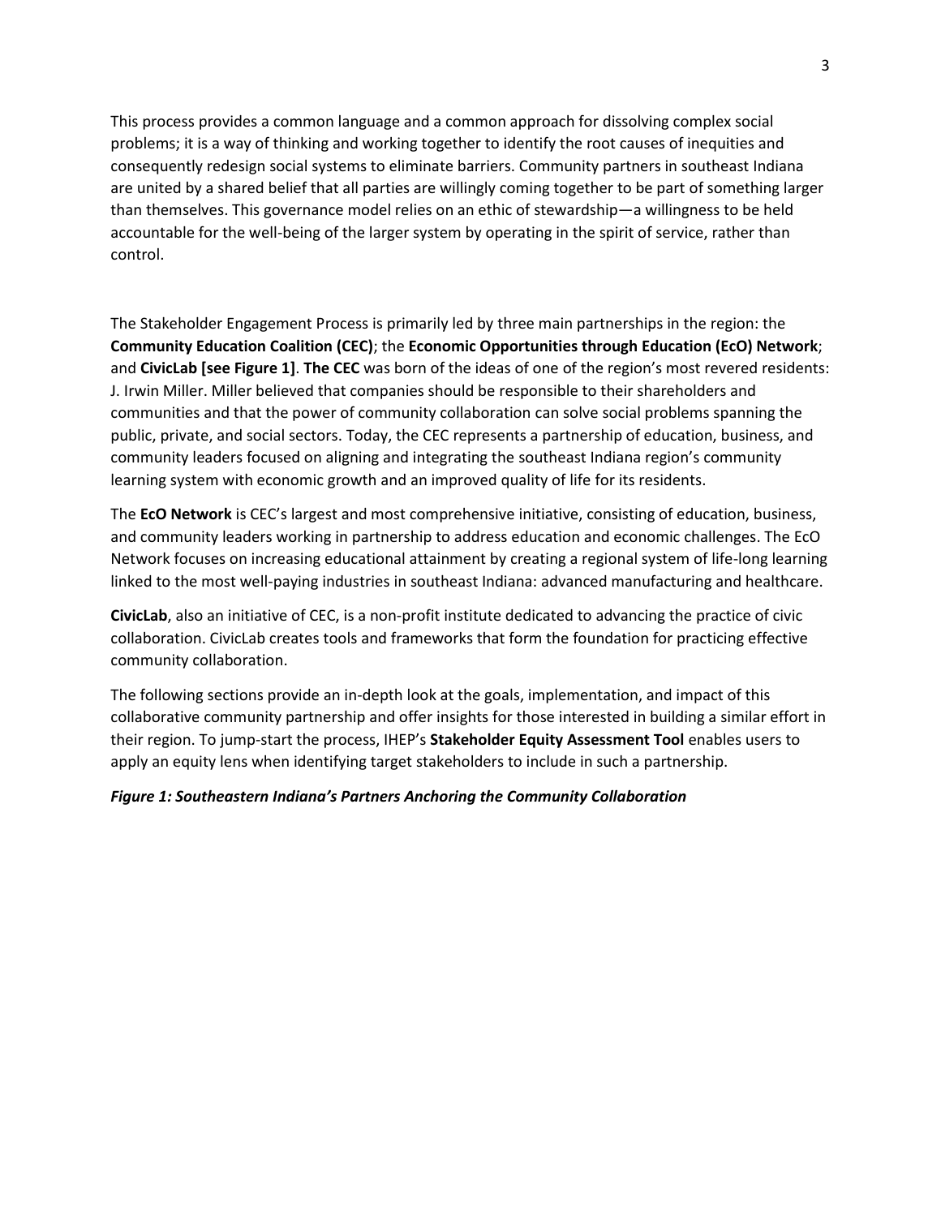This process provides a common language and a common approach for dissolving complex social problems; it is a way of thinking and working together to identify the root causes of inequities and consequently redesign social systems to eliminate barriers. Community partners in southeast Indiana are united by a shared belief that all parties are willingly coming together to be part of something larger than themselves. This governance model relies on an ethic of stewardship—a willingness to be held accountable for the well-being of the larger system by operating in the spirit of service, rather than control.

The Stakeholder Engagement Process is primarily led by three main partnerships in the region: the **Community Education Coalition (CEC)**; the **Economic Opportunities through Education (EcO) Network**; and **CivicLab [see Figure 1]**. **The CEC** was born of the ideas of one of the region's most revered residents: J. Irwin Miller. Miller believed that companies should be responsible to their shareholders and communities and that the power of community collaboration can solve social problems spanning the public, private, and social sectors. Today, the CEC represents a partnership of education, business, and community leaders focused on aligning and integrating the southeast Indiana region's community learning system with economic growth and an improved quality of life for its residents.

The **EcO Network** is CEC's largest and most comprehensive initiative, consisting of education, business, and community leaders working in partnership to address education and economic challenges. The EcO Network focuses on increasing educational attainment by creating a regional system of life-long learning linked to the most well-paying industries in southeast Indiana: advanced manufacturing and healthcare.

**CivicLab**, also an initiative of CEC, is a non-profit institute dedicated to advancing the practice of civic collaboration. CivicLab creates tools and frameworks that form the foundation for practicing effective community collaboration.

The following sections provide an in-depth look at the goals, implementation, and impact of this collaborative community partnership and offer insights for those interested in building a similar effort in their region. To jump-start the process, IHEP's **Stakeholder Equity Assessment Tool** enables users to apply an equity lens when identifying target stakeholders to include in such a partnership.

***Figure 1: Southeastern Indiana's Partners Anchoring the Community Collaboration***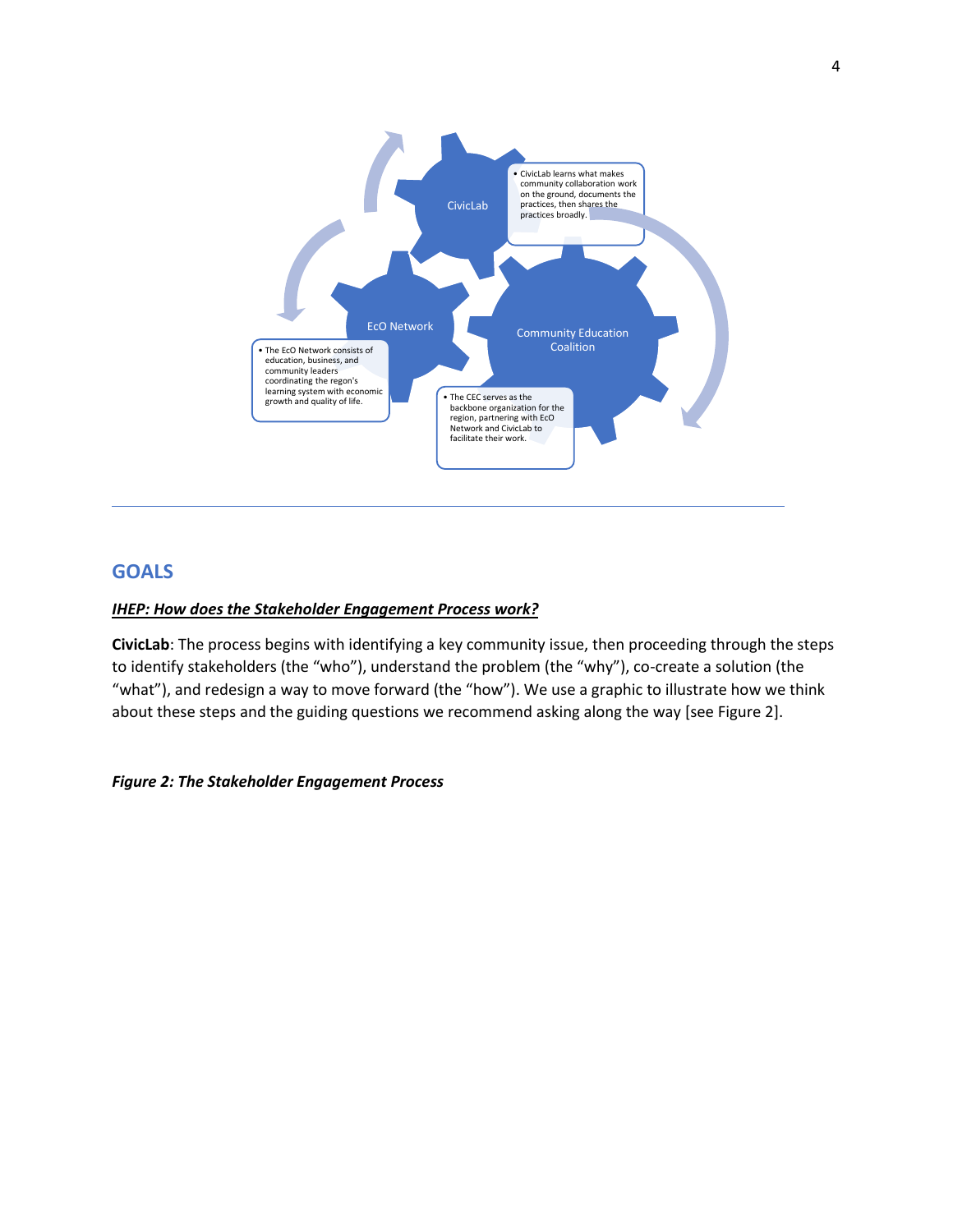CivicLab

• CivicLab learns what makes community collaboration work on the ground, documents the practices, then shares the practices broadly.

EcO Network

• The EcO Network consists of education, business, and community leaders coordinating the regon's learning system with economic growth and quality of life.

Community Education Coalition

• The CEC serves as the backbone organization for the region, partnering with EcO Network and CivicLab to facilitate their work.

---

## GOALS

***IHEP: How does the Stakeholder Engagement Process work?***

**CivicLab**: The process begins with identifying a key community issue, then proceeding through the steps to identify stakeholders (the "who"), understand the problem (the "why"), co-create a solution (the "what"), and redesign a way to move forward (the "how"). We use a graphic to illustrate how we think about these steps and the guiding questions we recommend asking along the way [see Figure 2].

***Figure 2: The Stakeholder Engagement Process***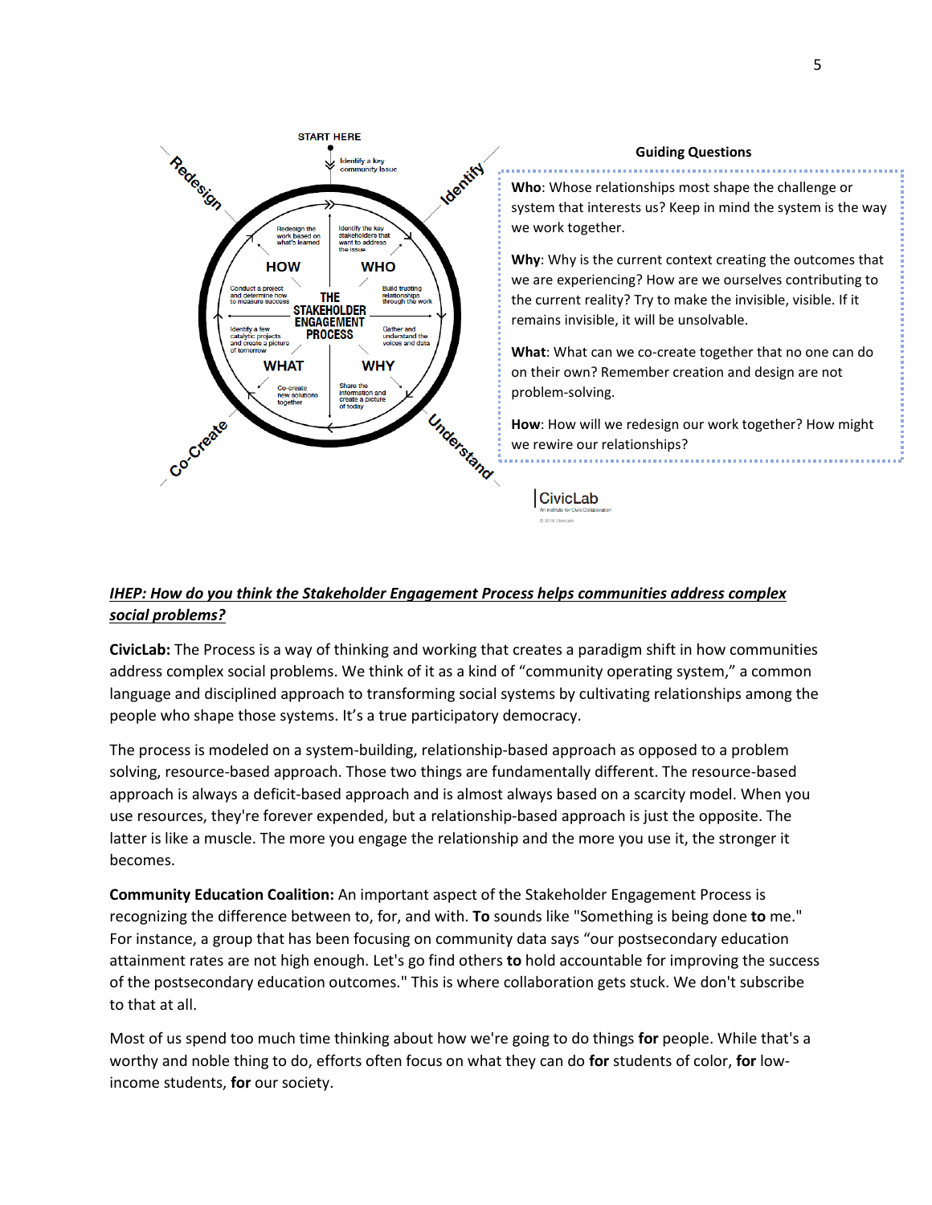START HERE

Identify a key community issue

Redesign | Identify | Understand | Co-Create

THE STAKEHOLDER ENGAGEMENT PROCESS

**WHO**: Identify the key stakeholders that want to address the issue. Build trusting relationships through the work.

**WHY**: Gather and understand the voices and data. Share the information and create a picture of today.

**WHAT**: Co-create new solutions together. Identify a few catalytic projects and create a picture of tomorrow.

**HOW**: Conduct a project and determine how to measure success. Redesign the work based on what's learned.

**Guiding Questions**

**Who**: Whose relationships most shape the challenge or system that interests us? Keep in mind the system is the way we work together.

**Why**: Why is the current context creating the outcomes that we are experiencing? How are we ourselves contributing to the current reality? Try to make the invisible, visible. If it remains invisible, it will be unsolvable.

**What**: What can we co-create together that no one can do on their own? Remember creation and design are not problem-solving.

**How**: How will we redesign our work together? How might we rewire our relationships?

CivicLab
An Institute for Civic Collaboration

***<u>IHEP: How do you think the Stakeholder Engagement Process helps communities address complex social problems?</u>***

**CivicLab:** The Process is a way of thinking and working that creates a paradigm shift in how communities address complex social problems. We think of it as a kind of "community operating system," a common language and disciplined approach to transforming social systems by cultivating relationships among the people who shape those systems. It's a true participatory democracy.

The process is modeled on a system-building, relationship-based approach as opposed to a problem solving, resource-based approach. Those two things are fundamentally different. The resource-based approach is always a deficit-based approach and is almost always based on a scarcity model. When you use resources, they're forever expended, but a relationship-based approach is just the opposite. The latter is like a muscle. The more you engage the relationship and the more you use it, the stronger it becomes.

**Community Education Coalition:** An important aspect of the Stakeholder Engagement Process is recognizing the difference between to, for, and with. **To** sounds like "Something is being done **to** me." For instance, a group that has been focusing on community data says "our postsecondary education attainment rates are not high enough. Let's go find others **to** hold accountable for improving the success of the postsecondary education outcomes." This is where collaboration gets stuck. We don't subscribe to that at all.

Most of us spend too much time thinking about how we're going to do things **for** people. While that's a worthy and noble thing to do, efforts often focus on what they can do **for** students of color, **for** low-income students, **for** our society.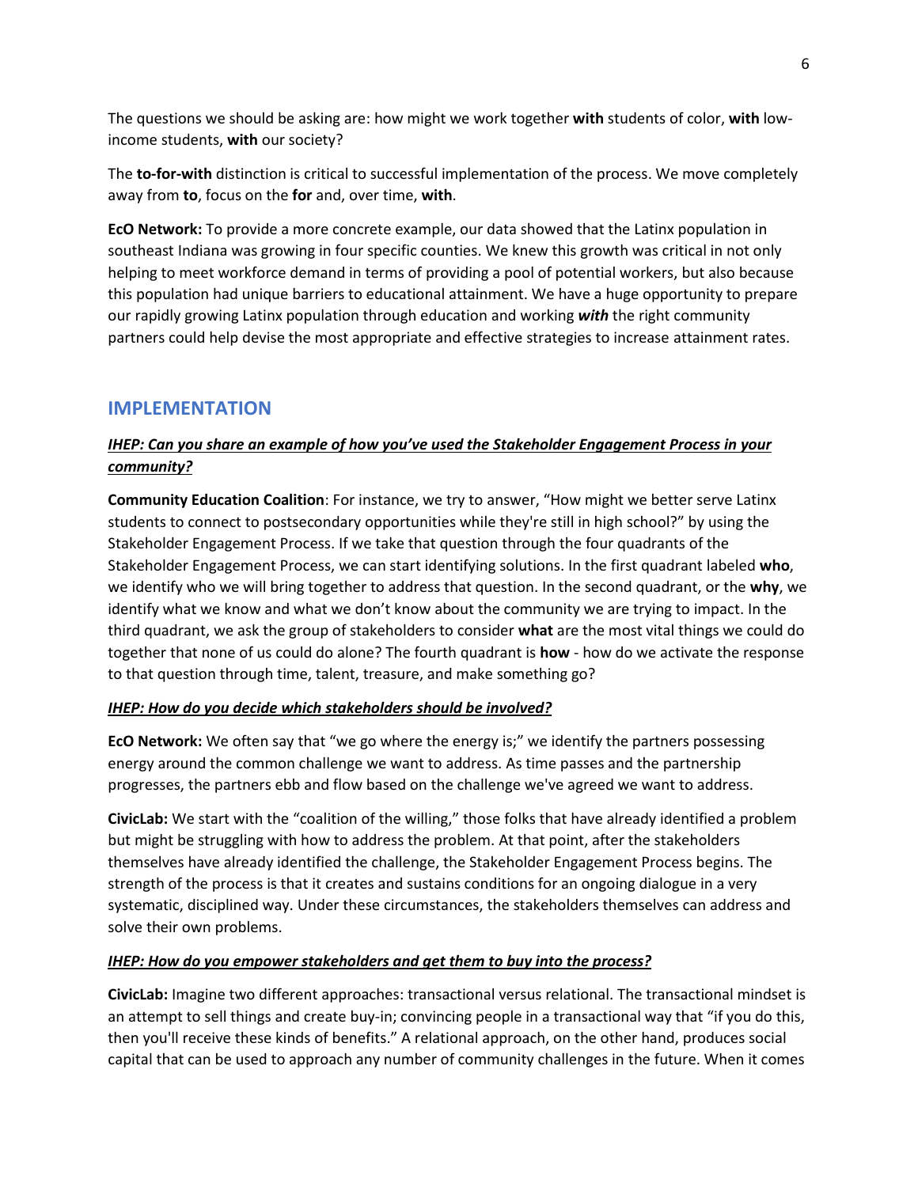The questions we should be asking are: how might we work together **with** students of color, **with** low-income students, **with** our society?

The **to-for-with** distinction is critical to successful implementation of the process. We move completely away from **to**, focus on the **for** and, over time, **with**.

**EcO Network:** To provide a more concrete example, our data showed that the Latinx population in southeast Indiana was growing in four specific counties. We knew this growth was critical in not only helping to meet workforce demand in terms of providing a pool of potential workers, but also because this population had unique barriers to educational attainment. We have a huge opportunity to prepare our rapidly growing Latinx population through education and working ***with*** the right community partners could help devise the most appropriate and effective strategies to increase attainment rates.

## IMPLEMENTATION

***IHEP: Can you share an example of how you've used the Stakeholder Engagement Process in your community?***

**Community Education Coalition**: For instance, we try to answer, "How might we better serve Latinx students to connect to postsecondary opportunities while they're still in high school?" by using the Stakeholder Engagement Process. If we take that question through the four quadrants of the Stakeholder Engagement Process, we can start identifying solutions. In the first quadrant labeled **who**, we identify who we will bring together to address that question. In the second quadrant, or the **why**, we identify what we know and what we don't know about the community we are trying to impact. In the third quadrant, we ask the group of stakeholders to consider **what** are the most vital things we could do together that none of us could do alone? The fourth quadrant is **how** - how do we activate the response to that question through time, talent, treasure, and make something go?

***IHEP: How do you decide which stakeholders should be involved?***

**EcO Network:** We often say that "we go where the energy is;" we identify the partners possessing energy around the common challenge we want to address. As time passes and the partnership progresses, the partners ebb and flow based on the challenge we've agreed we want to address.

**CivicLab:** We start with the "coalition of the willing," those folks that have already identified a problem but might be struggling with how to address the problem. At that point, after the stakeholders themselves have already identified the challenge, the Stakeholder Engagement Process begins. The strength of the process is that it creates and sustains conditions for an ongoing dialogue in a very systematic, disciplined way. Under these circumstances, the stakeholders themselves can address and solve their own problems.

***IHEP: How do you empower stakeholders and get them to buy into the process?***

**CivicLab:** Imagine two different approaches: transactional versus relational. The transactional mindset is an attempt to sell things and create buy-in; convincing people in a transactional way that "if you do this, then you'll receive these kinds of benefits." A relational approach, on the other hand, produces social capital that can be used to approach any number of community challenges in the future. When it comes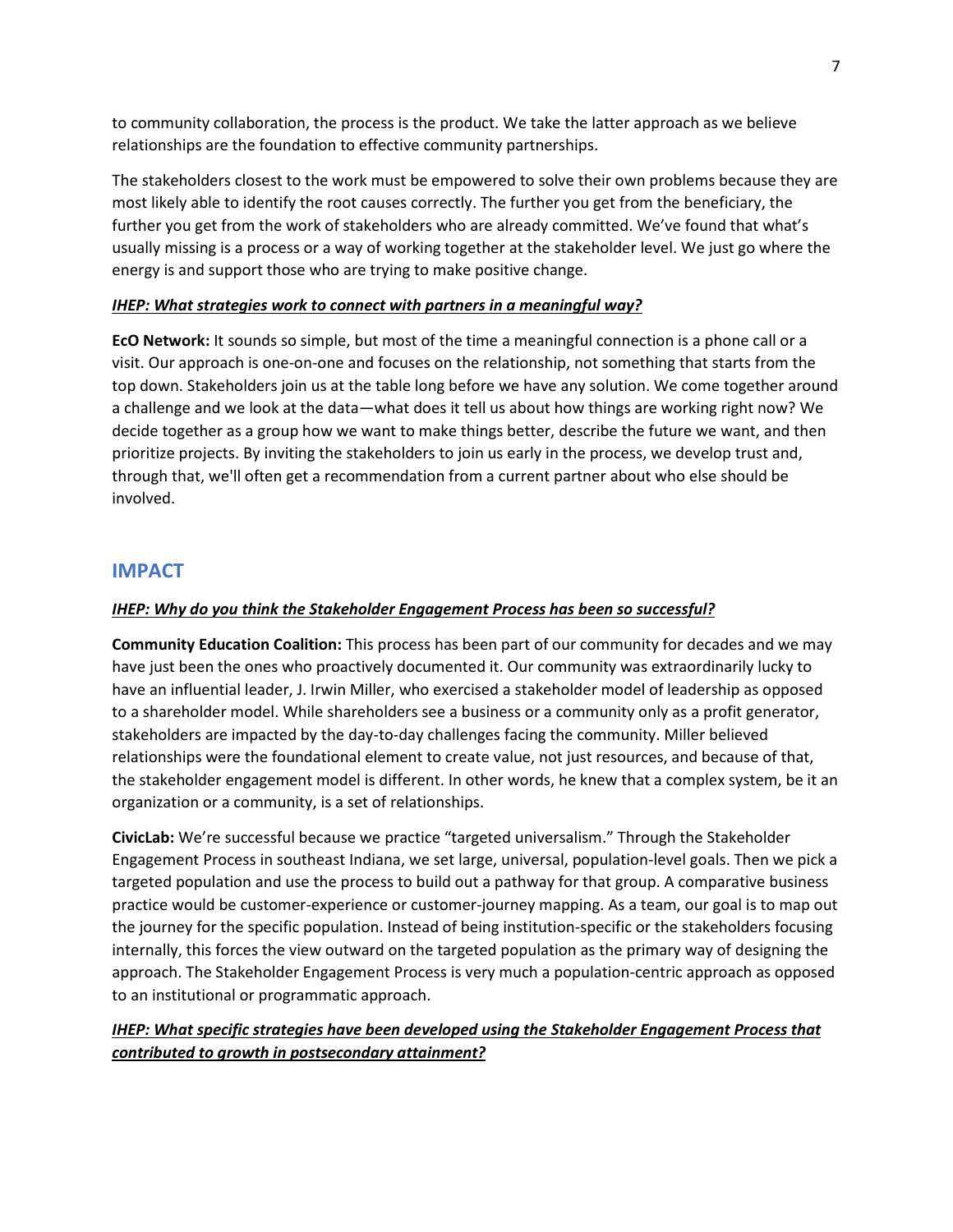to community collaboration, the process is the product. We take the latter approach as we believe relationships are the foundation to effective community partnerships.

The stakeholders closest to the work must be empowered to solve their own problems because they are most likely able to identify the root causes correctly. The further you get from the beneficiary, the further you get from the work of stakeholders who are already committed. We've found that what's usually missing is a process or a way of working together at the stakeholder level. We just go where the energy is and support those who are trying to make positive change.

***IHEP: What strategies work to connect with partners in a meaningful way?***

**EcO Network:** It sounds so simple, but most of the time a meaningful connection is a phone call or a visit. Our approach is one-on-one and focuses on the relationship, not something that starts from the top down. Stakeholders join us at the table long before we have any solution. We come together around a challenge and we look at the data—what does it tell us about how things are working right now? We decide together as a group how we want to make things better, describe the future we want, and then prioritize projects. By inviting the stakeholders to join us early in the process, we develop trust and, through that, we'll often get a recommendation from a current partner about who else should be involved.

## IMPACT

***IHEP: Why do you think the Stakeholder Engagement Process has been so successful?***

**Community Education Coalition:** This process has been part of our community for decades and we may have just been the ones who proactively documented it. Our community was extraordinarily lucky to have an influential leader, J. Irwin Miller, who exercised a stakeholder model of leadership as opposed to a shareholder model. While shareholders see a business or a community only as a profit generator, stakeholders are impacted by the day-to-day challenges facing the community. Miller believed relationships were the foundational element to create value, not just resources, and because of that, the stakeholder engagement model is different. In other words, he knew that a complex system, be it an organization or a community, is a set of relationships.

**CivicLab:** We're successful because we practice "targeted universalism." Through the Stakeholder Engagement Process in southeast Indiana, we set large, universal, population-level goals. Then we pick a targeted population and use the process to build out a pathway for that group. A comparative business practice would be customer-experience or customer-journey mapping. As a team, our goal is to map out the journey for the specific population. Instead of being institution-specific or the stakeholders focusing internally, this forces the view outward on the targeted population as the primary way of designing the approach. The Stakeholder Engagement Process is very much a population-centric approach as opposed to an institutional or programmatic approach.

***IHEP: What specific strategies have been developed using the Stakeholder Engagement Process that contributed to growth in postsecondary attainment?***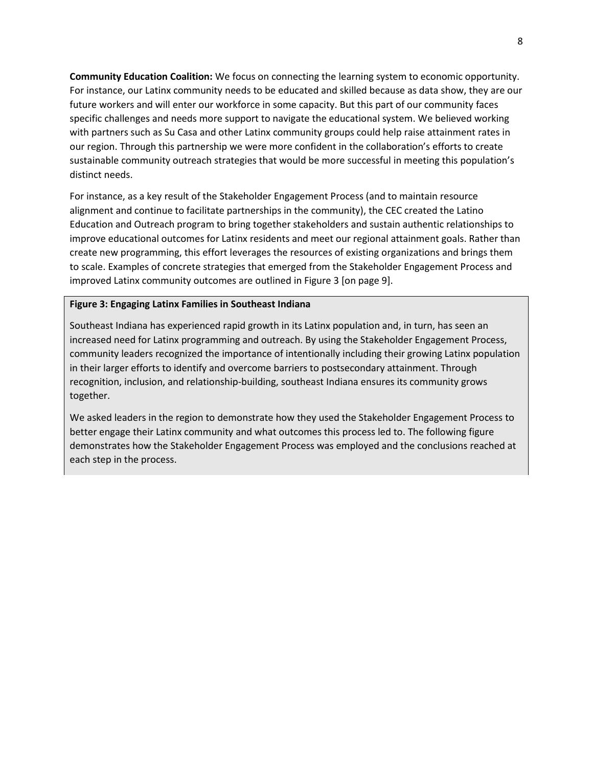**Community Education Coalition:** We focus on connecting the learning system to economic opportunity. For instance, our Latinx community needs to be educated and skilled because as data show, they are our future workers and will enter our workforce in some capacity. But this part of our community faces specific challenges and needs more support to navigate the educational system. We believed working with partners such as Su Casa and other Latinx community groups could help raise attainment rates in our region. Through this partnership we were more confident in the collaboration's efforts to create sustainable community outreach strategies that would be more successful in meeting this population's distinct needs.

For instance, as a key result of the Stakeholder Engagement Process (and to maintain resource alignment and continue to facilitate partnerships in the community), the CEC created the Latino Education and Outreach program to bring together stakeholders and sustain authentic relationships to improve educational outcomes for Latinx residents and meet our regional attainment goals. Rather than create new programming, this effort leverages the resources of existing organizations and brings them to scale. Examples of concrete strategies that emerged from the Stakeholder Engagement Process and improved Latinx community outcomes are outlined in Figure 3 [on page 9].

**Figure 3: Engaging Latinx Families in Southeast Indiana**

Southeast Indiana has experienced rapid growth in its Latinx population and, in turn, has seen an increased need for Latinx programming and outreach. By using the Stakeholder Engagement Process, community leaders recognized the importance of intentionally including their growing Latinx population in their larger efforts to identify and overcome barriers to postsecondary attainment. Through recognition, inclusion, and relationship-building, southeast Indiana ensures its community grows together.

We asked leaders in the region to demonstrate how they used the Stakeholder Engagement Process to better engage their Latinx community and what outcomes this process led to. The following figure demonstrates how the Stakeholder Engagement Process was employed and the conclusions reached at each step in the process.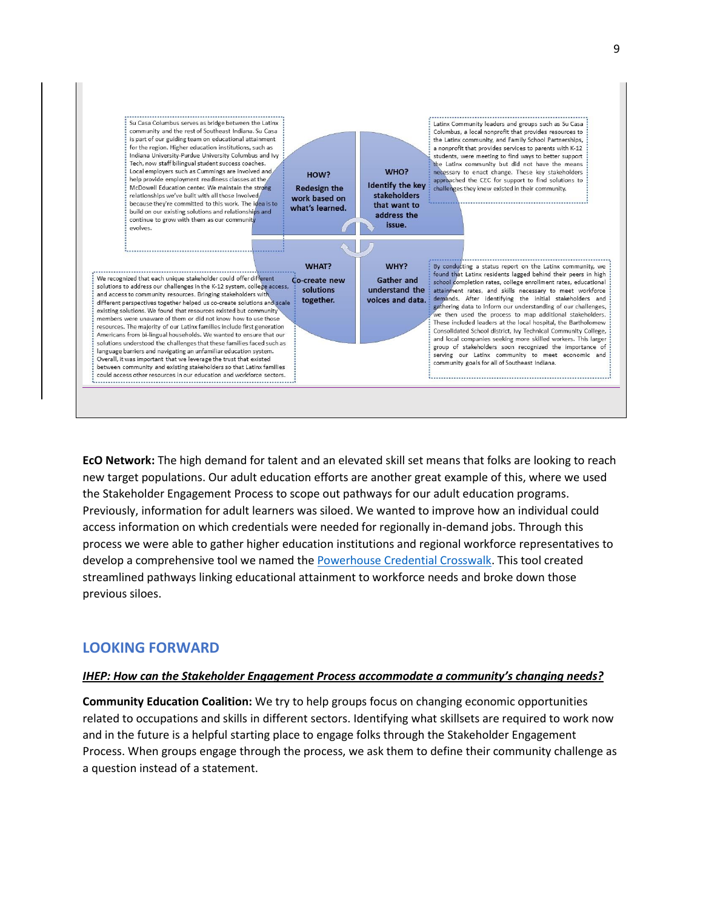Su Casa Columbus serves as bridge between the Latinx community and the rest of Southeast Indiana. Su Casa is part of our guiding team on educational attainment for the region. Higher education institutions, such as Indiana University-Purdue University Columbus and Ivy Tech, now staff bilingual student success coaches. Local employers such as Cummings are involved and help provide employment readiness classes at the McDowell Education center. We maintain the strong relationships we've built with all those involved because they're committed to this work. The idea is to build on our existing solutions and relationships and continue to grow with them as our community evolves.

**HOW?**
**Redesign the work based on what's learned.**

**WHO?**
**Identify the key stakeholders that want to address the issue.**

Latinx Community leaders and groups such as Su Casa Columbus, a local nonprofit that provides resources to the Latinx community, and Family School Partnerships, a nonprofit that provides services to parents with K-12 students, were meeting to find ways to better support the Latinx community but did not have the means necessary to enact change. These key stakeholders approached the CEC for support to find solutions to challenges they knew existed in their community.

We recognized that each unique stakeholder could offer different solutions to address our challenges in the K-12 system, college access, and access to community resources. Bringing stakeholders with different perspectives together helped us co-create solutions and scale existing solutions. We found that resources existed but community members were unaware of them or did not know how to use those resources. The majority of our Latinx families include first generation Americans from bi-lingual households. We wanted to ensure that our solutions understood the challenges that these families faced such as language barriers and navigating an unfamiliar education system. Overall, it was important that we leverage the trust that existed between community and existing stakeholders so that Latinx families could access other resources in our education and workforce sectors.

**WHAT?**
**Co-create new solutions together.**

**WHY?**
**Gather and understand the voices and data.**

By conducting a status report on the Latinx community, we found that Latinx residents lagged behind their peers in high school completion rates, college enrollment rates, educational attainment rates, and skills necessary to meet workforce demands. After identifying the initial stakeholders and gathering data to inform our understanding of our challenges, we then used the process to map additional stakeholders. These included leaders at the local hospital, the Bartholomew Consolidated School district, Ivy Technical Community College, and local companies seeking more skilled workers. This larger group of stakeholders soon recognized the importance of serving our Latinx community to meet economic and community goals for all of Southeast Indiana.

**EcO Network:** The high demand for talent and an elevated skill set means that folks are looking to reach new target populations. Our adult education efforts are another great example of this, where we used the Stakeholder Engagement Process to scope out pathways for our adult education programs. Previously, information for adult learners was siloed. We wanted to improve how an individual could access information on which credentials were needed for regionally in-demand jobs. Through this process we were able to gather higher education institutions and regional workforce representatives to develop a comprehensive tool we named the Powerhouse Credential Crosswalk. This tool created streamlined pathways linking educational attainment to workforce needs and broke down those previous siloes.

## LOOKING FORWARD

***IHEP: How can the Stakeholder Engagement Process accommodate a community's changing needs?***

**Community Education Coalition:** We try to help groups focus on changing economic opportunities related to occupations and skills in different sectors. Identifying what skillsets are required to work now and in the future is a helpful starting place to engage folks through the Stakeholder Engagement Process. When groups engage through the process, we ask them to define their community challenge as a question instead of a statement.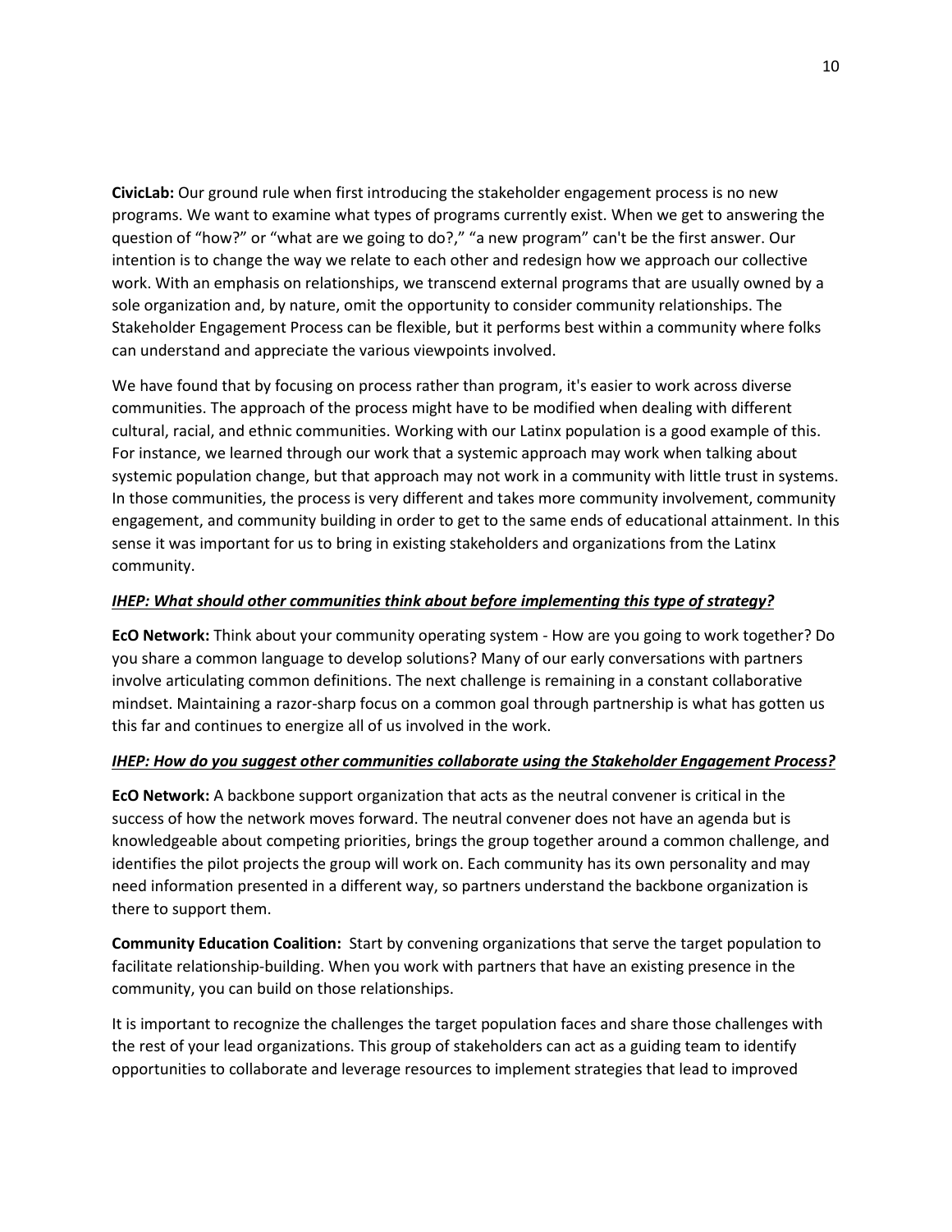**CivicLab:** Our ground rule when first introducing the stakeholder engagement process is no new programs. We want to examine what types of programs currently exist. When we get to answering the question of "how?" or "what are we going to do?," "a new program" can't be the first answer. Our intention is to change the way we relate to each other and redesign how we approach our collective work. With an emphasis on relationships, we transcend external programs that are usually owned by a sole organization and, by nature, omit the opportunity to consider community relationships. The Stakeholder Engagement Process can be flexible, but it performs best within a community where folks can understand and appreciate the various viewpoints involved.

We have found that by focusing on process rather than program, it's easier to work across diverse communities. The approach of the process might have to be modified when dealing with different cultural, racial, and ethnic communities. Working with our Latinx population is a good example of this. For instance, we learned through our work that a systemic approach may work when talking about systemic population change, but that approach may not work in a community with little trust in systems. In those communities, the process is very different and takes more community involvement, community engagement, and community building in order to get to the same ends of educational attainment. In this sense it was important for us to bring in existing stakeholders and organizations from the Latinx community.

***IHEP: What should other communities think about before implementing this type of strategy?***

**EcO Network:** Think about your community operating system - How are you going to work together? Do you share a common language to develop solutions? Many of our early conversations with partners involve articulating common definitions. The next challenge is remaining in a constant collaborative mindset. Maintaining a razor-sharp focus on a common goal through partnership is what has gotten us this far and continues to energize all of us involved in the work.

***IHEP: How do you suggest other communities collaborate using the Stakeholder Engagement Process?***

**EcO Network:** A backbone support organization that acts as the neutral convener is critical in the success of how the network moves forward. The neutral convener does not have an agenda but is knowledgeable about competing priorities, brings the group together around a common challenge, and identifies the pilot projects the group will work on. Each community has its own personality and may need information presented in a different way, so partners understand the backbone organization is there to support them.

**Community Education Coalition:** Start by convening organizations that serve the target population to facilitate relationship-building. When you work with partners that have an existing presence in the community, you can build on those relationships.

It is important to recognize the challenges the target population faces and share those challenges with the rest of your lead organizations. This group of stakeholders can act as a guiding team to identify opportunities to collaborate and leverage resources to implement strategies that lead to improved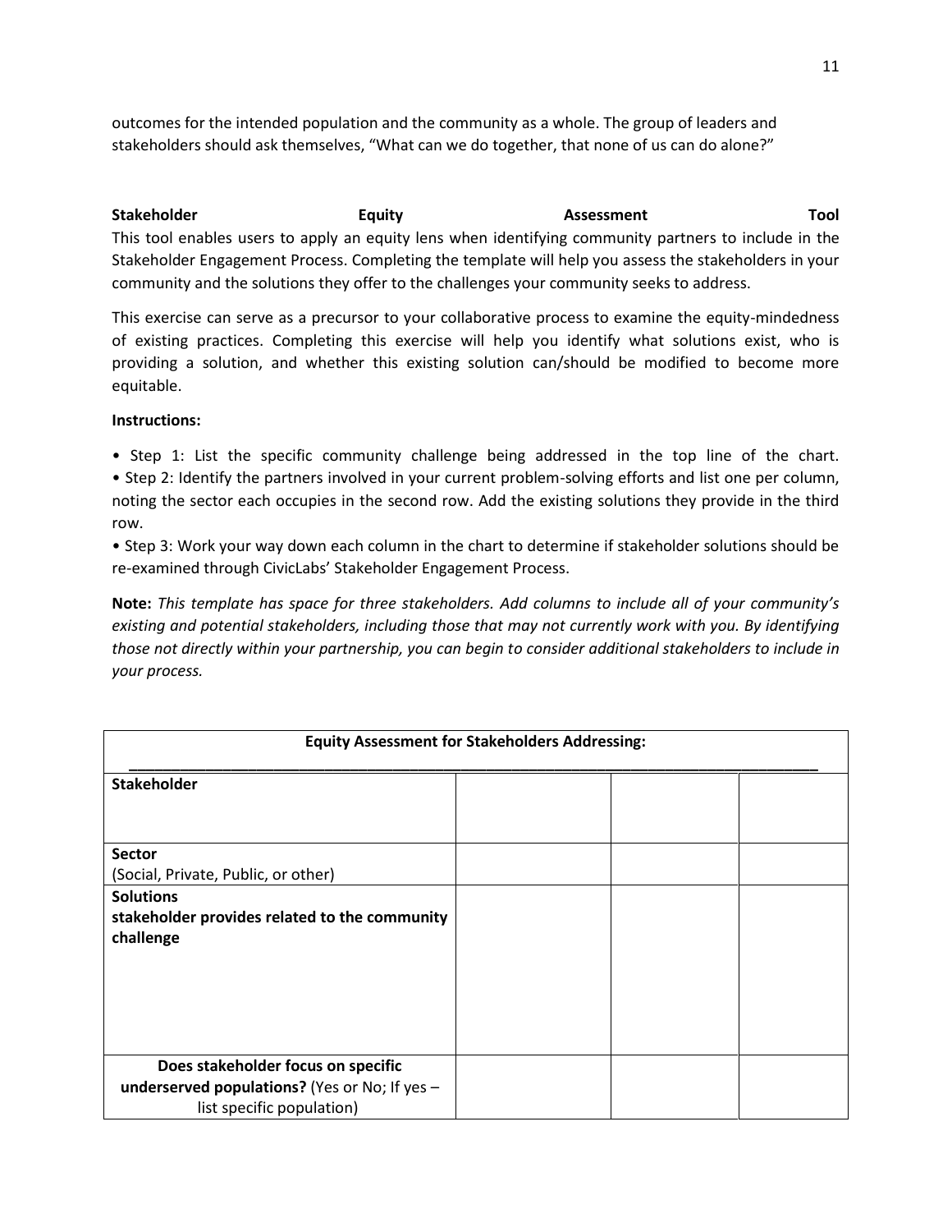outcomes for the intended population and the community as a whole. The group of leaders and stakeholders should ask themselves, "What can we do together, that none of us can do alone?"

**Stakeholder Equity Assessment Tool**

This tool enables users to apply an equity lens when identifying community partners to include in the Stakeholder Engagement Process. Completing the template will help you assess the stakeholders in your community and the solutions they offer to the challenges your community seeks to address.

This exercise can serve as a precursor to your collaborative process to examine the equity-mindedness of existing practices. Completing this exercise will help you identify what solutions exist, who is providing a solution, and whether this existing solution can/should be modified to become more equitable.

**Instructions:**

- Step 1: List the specific community challenge being addressed in the top line of the chart.
- Step 2: Identify the partners involved in your current problem-solving efforts and list one per column, noting the sector each occupies in the second row. Add the existing solutions they provide in the third row.
- Step 3: Work your way down each column in the chart to determine if stakeholder solutions should be re-examined through CivicLabs' Stakeholder Engagement Process.

**Note:** *This template has space for three stakeholders. Add columns to include all of your community's existing and potential stakeholders, including those that may not currently work with you. By identifying those not directly within your partnership, you can begin to consider additional stakeholders to include in your process.*

| **Equity Assessment for Stakeholders Addressing:** ________________________________ | | | |
|---|---|---|---|
| **Stakeholder** | | | |
| **Sector** (Social, Private, Public, or other) | | | |
| **Solutions stakeholder provides related to the community challenge** | | | |
| **Does stakeholder focus on specific underserved populations?** (Yes or No; If yes – list specific population) | | | |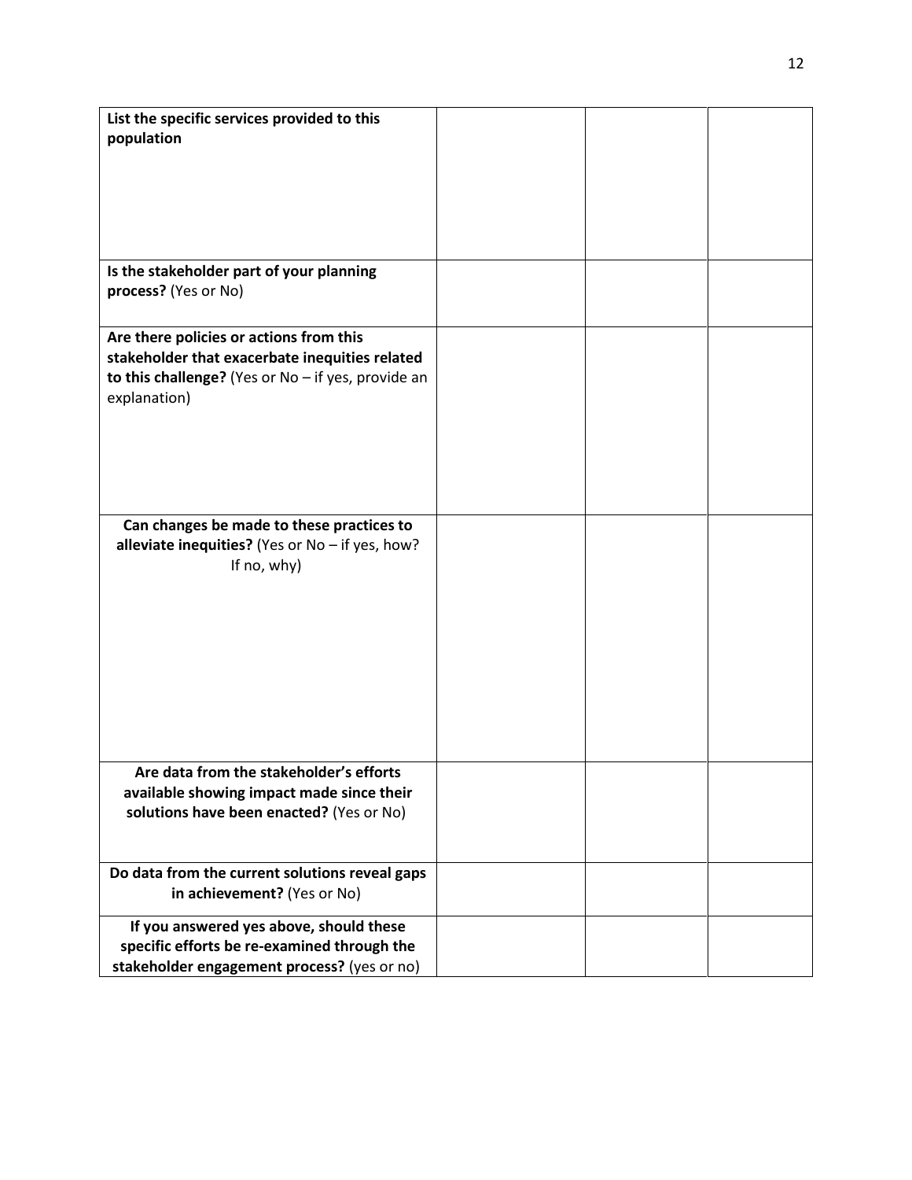| | | | |
|---|---|---|---|
| **List the specific services provided to this population** | | | |
| **Is the stakeholder part of your planning process?** (Yes or No) | | | |
| **Are there policies or actions from this stakeholder that exacerbate inequities related to this challenge?** (Yes or No – if yes, provide an explanation) | | | |
| **Can changes be made to these practices to alleviate inequities?** (Yes or No – if yes, how? If no, why) | | | |
| **Are data from the stakeholder's efforts available showing impact made since their solutions have been enacted?** (Yes or No) | | | |
| **Do data from the current solutions reveal gaps in achievement?** (Yes or No) | | | |
| **If you answered yes above, should these specific efforts be re-examined through the stakeholder engagement process?** (yes or no) | | | |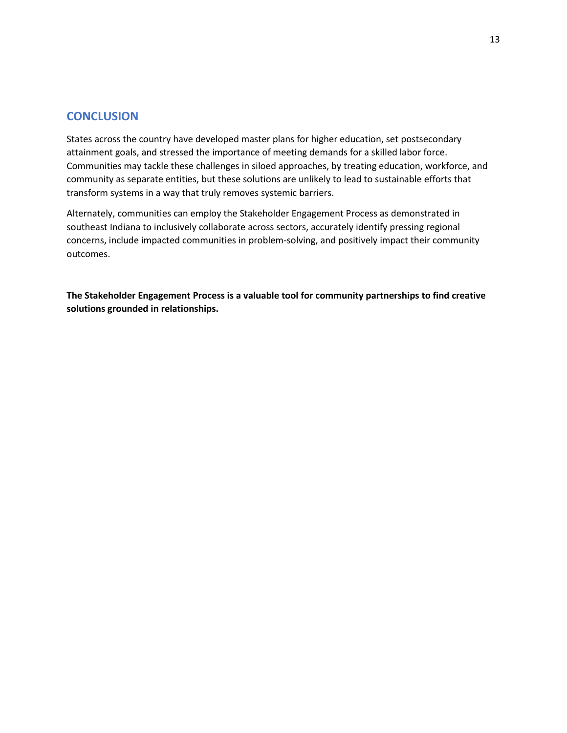## CONCLUSION

States across the country have developed master plans for higher education, set postsecondary attainment goals, and stressed the importance of meeting demands for a skilled labor force. Communities may tackle these challenges in siloed approaches, by treating education, workforce, and community as separate entities, but these solutions are unlikely to lead to sustainable efforts that transform systems in a way that truly removes systemic barriers.

Alternately, communities can employ the Stakeholder Engagement Process as demonstrated in southeast Indiana to inclusively collaborate across sectors, accurately identify pressing regional concerns, include impacted communities in problem-solving, and positively impact their community outcomes.

**The Stakeholder Engagement Process is a valuable tool for community partnerships to find creative solutions grounded in relationships.**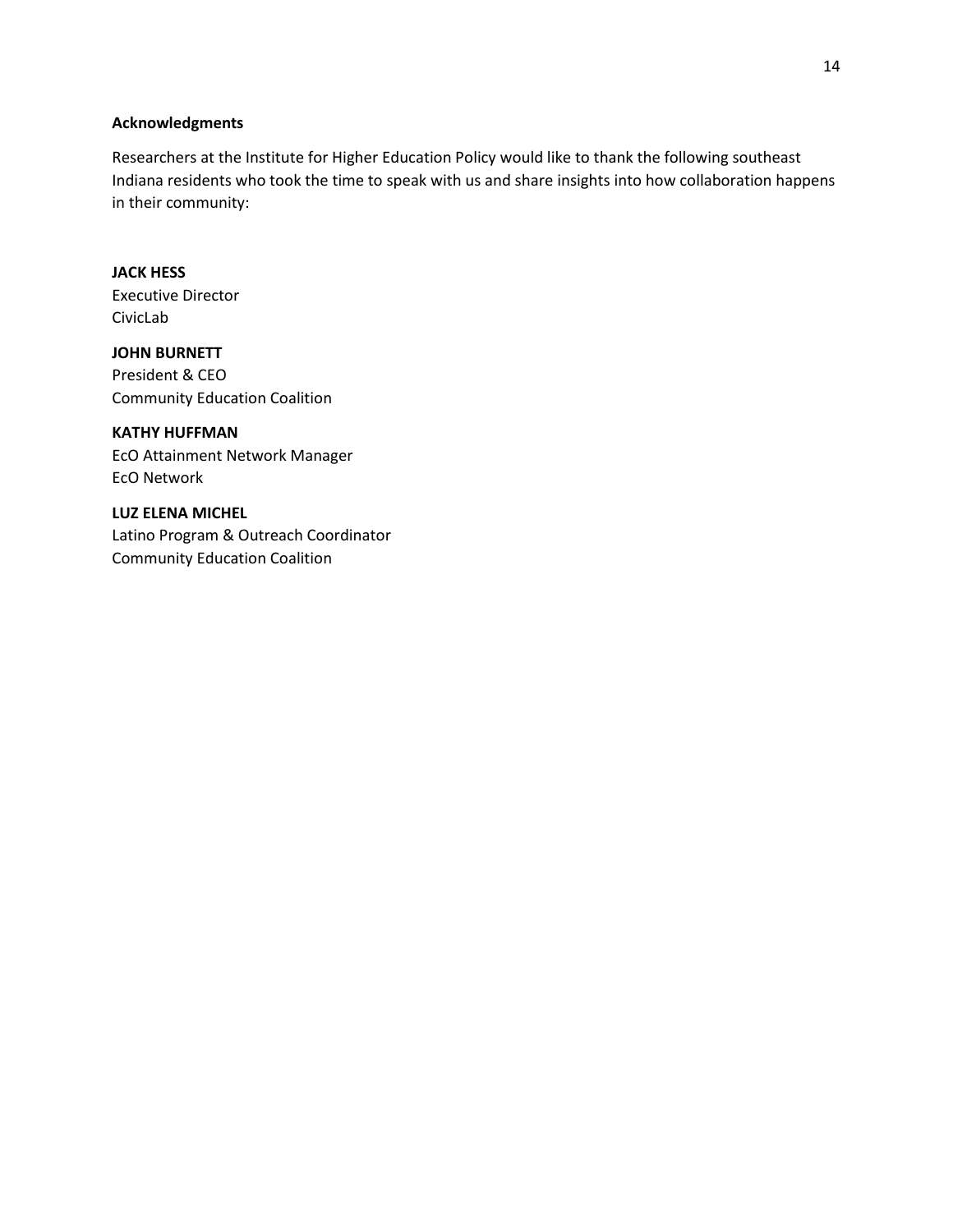## Acknowledgments

Researchers at the Institute for Higher Education Policy would like to thank the following southeast Indiana residents who took the time to speak with us and share insights into how collaboration happens in their community:

**JACK HESS**
Executive Director
CivicLab

**JOHN BURNETT**
President & CEO
Community Education Coalition

**KATHY HUFFMAN**
EcO Attainment Network Manager
EcO Network

**LUZ ELENA MICHEL**
Latino Program & Outreach Coordinator
Community Education Coalition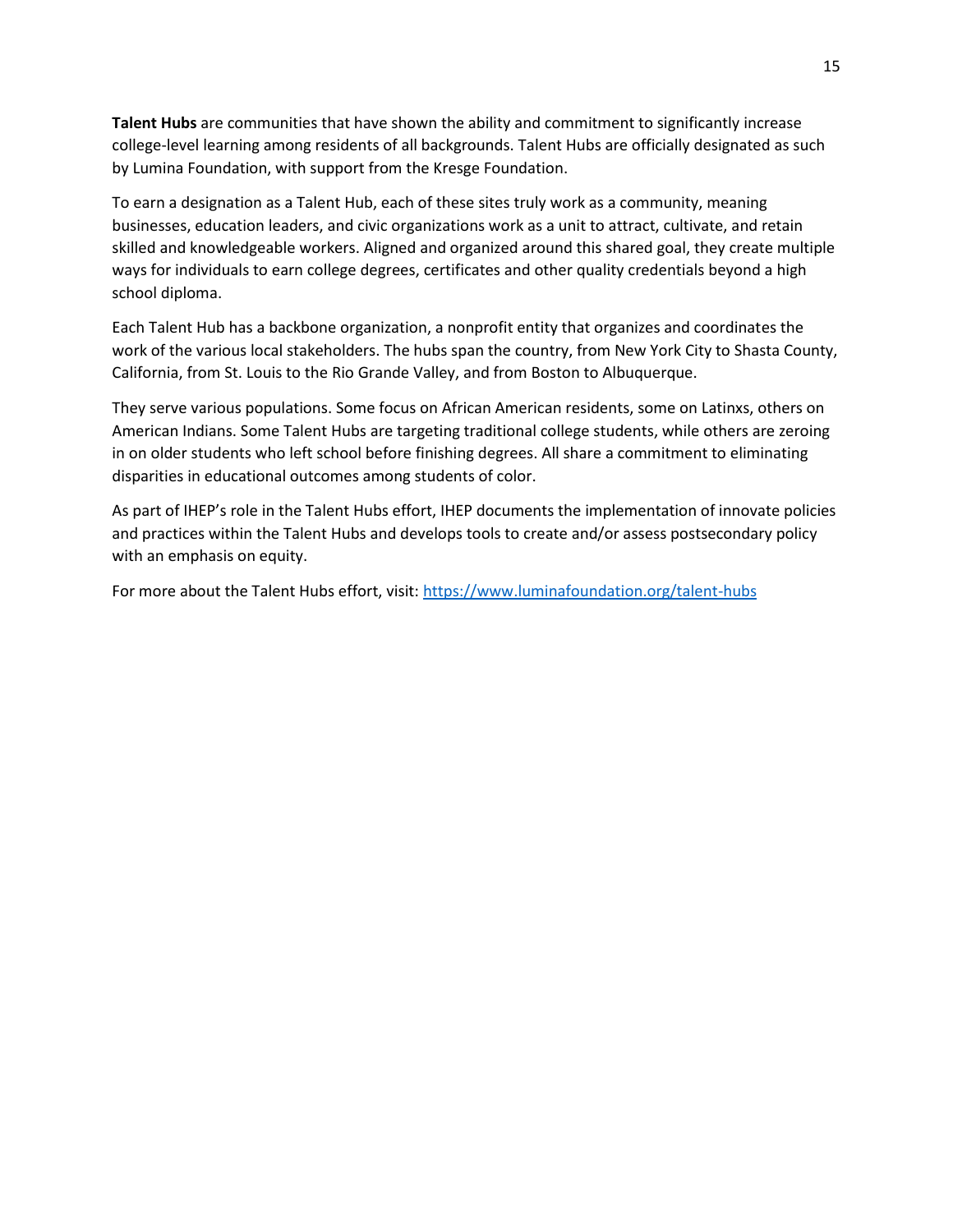**Talent Hubs** are communities that have shown the ability and commitment to significantly increase college-level learning among residents of all backgrounds. Talent Hubs are officially designated as such by Lumina Foundation, with support from the Kresge Foundation.

To earn a designation as a Talent Hub, each of these sites truly work as a community, meaning businesses, education leaders, and civic organizations work as a unit to attract, cultivate, and retain skilled and knowledgeable workers. Aligned and organized around this shared goal, they create multiple ways for individuals to earn college degrees, certificates and other quality credentials beyond a high school diploma.

Each Talent Hub has a backbone organization, a nonprofit entity that organizes and coordinates the work of the various local stakeholders. The hubs span the country, from New York City to Shasta County, California, from St. Louis to the Rio Grande Valley, and from Boston to Albuquerque.

They serve various populations. Some focus on African American residents, some on Latinxs, others on American Indians. Some Talent Hubs are targeting traditional college students, while others are zeroing in on older students who left school before finishing degrees. All share a commitment to eliminating disparities in educational outcomes among students of color.

As part of IHEP's role in the Talent Hubs effort, IHEP documents the implementation of innovate policies and practices within the Talent Hubs and develops tools to create and/or assess postsecondary policy with an emphasis on equity.

For more about the Talent Hubs effort, visit: https://www.luminafoundation.org/talent-hubs